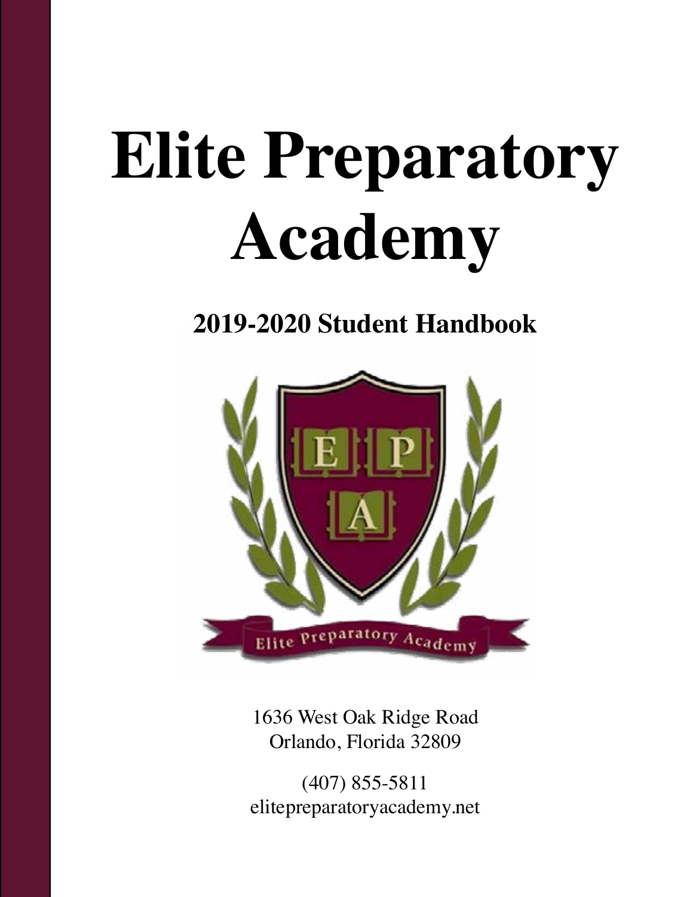# Elite Preparatory Academy

## 2019-2020 Student Handbook

1636 West Oak Ridge Road
Orlando, Florida 32809

(407) 855-5811
elitepreparatoryacademy.net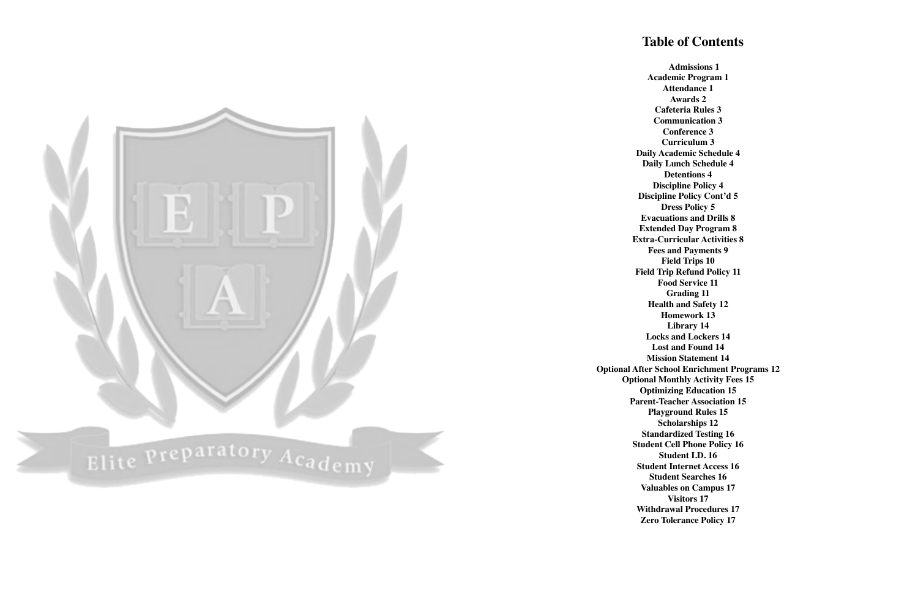Elite Preparatory Academy

# Table of Contents

**Admissions 1**
**Academic Program 1**
**Attendance 1**
**Awards 2**
**Cafeteria Rules 3**
**Communication 3**
**Conference 3**
**Curriculum 3**
**Daily Academic Schedule 4**
**Daily Lunch Schedule 4**
**Detentions 4**
**Discipline Policy 4**
**Discipline Policy Cont'd 5**
**Dress Policy 5**
**Evacuations and Drills 8**
**Extended Day Program 8**
**Extra-Curricular Activities 8**
**Fees and Payments 9**
**Field Trips 10**
**Field Trip Refund Policy 11**
**Food Service 11**
**Grading 11**
**Health and Safety 12**
**Homework 13**
**Library 14**
**Locks and Lockers 14**
**Lost and Found 14**
**Mission Statement 14**
**Optional After School Enrichment Programs 12**
**Optional Monthly Activity Fees 15**
**Optimizing Education 15**
**Parent-Teacher Association 15**
**Playground Rules 15**
**Scholarships 12**
**Standardized Testing 16**
**Student Cell Phone Policy 16**
**Student I.D. 16**
**Student Internet Access 16**
**Student Searches 16**
**Valuables on Campus 17**
**Visitors 17**
**Withdrawal Procedures 17**
**Zero Tolerance Policy 17**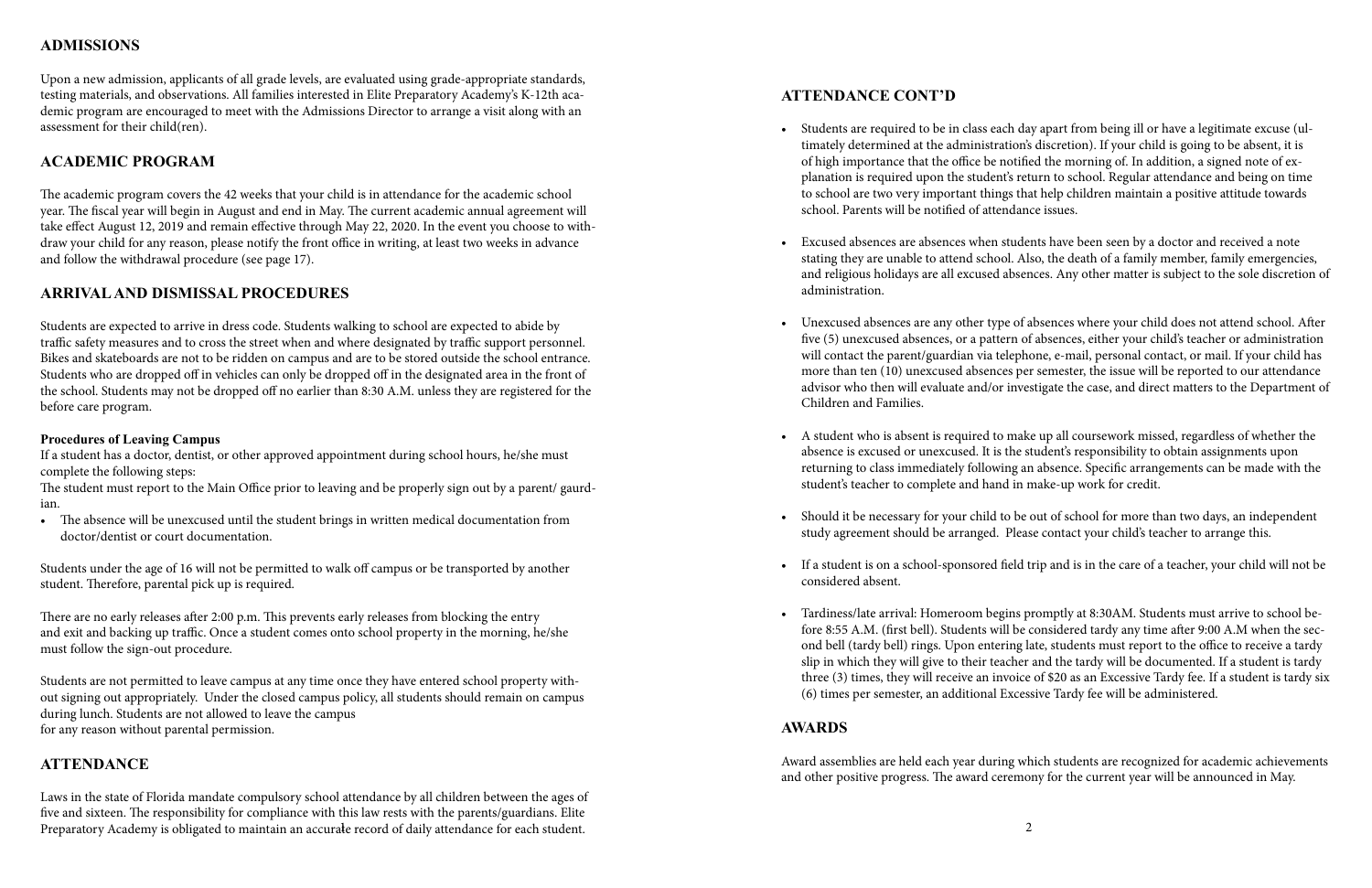## ADMISSIONS

Upon a new admission, applicants of all grade levels, are evaluated using grade-appropriate standards, testing materials, and observations. All families interested in Elite Preparatory Academy's K-12th academic program are encouraged to meet with the Admissions Director to arrange a visit along with an assessment for their child(ren).

## ACADEMIC PROGRAM

The academic program covers the 42 weeks that your child is in attendance for the academic school year. The fiscal year will begin in August and end in May. The current academic annual agreement will take effect August 12, 2019 and remain effective through May 22, 2020. In the event you choose to withdraw your child for any reason, please notify the front office in writing, at least two weeks in advance and follow the withdrawal procedure (see page 17).

## ARRIVAL AND DISMISSAL PROCEDURES

Students are expected to arrive in dress code. Students walking to school are expected to abide by traffic safety measures and to cross the street when and where designated by traffic support personnel. Bikes and skateboards are not to be ridden on campus and are to be stored outside the school entrance. Students who are dropped off in vehicles can only be dropped off in the designated area in the front of the school. Students may not be dropped off no earlier than 8:30 A.M. unless they are registered for the before care program.

### Procedures of Leaving Campus

If a student has a doctor, dentist, or other approved appointment during school hours, he/she must complete the following steps:

The student must report to the Main Office prior to leaving and be properly sign out by a parent/ gaurdian.

- The absence will be unexcused until the student brings in written medical documentation from doctor/dentist or court documentation.

Students under the age of 16 will not be permitted to walk off campus or be transported by another student. Therefore, parental pick up is required.

There are no early releases after 2:00 p.m. This prevents early releases from blocking the entry and exit and backing up traffic. Once a student comes onto school property in the morning, he/she must follow the sign-out procedure.

Students are not permitted to leave campus at any time once they have entered school property without signing out appropriately. Under the closed campus policy, all students should remain on campus during lunch. Students are not allowed to leave the campus for any reason without parental permission.

## ATTENDANCE

Laws in the state of Florida mandate compulsory school attendance by all children between the ages of five and sixteen. The responsibility for compliance with this law rests with the parents/guardians. Elite Preparatory Academy is obligated to maintain an accurate record of daily attendance for each student.

## ATTENDANCE CONT'D

- Students are required to be in class each day apart from being ill or have a legitimate excuse (ultimately determined at the administration's discretion). If your child is going to be absent, it is of high importance that the office be notified the morning of. In addition, a signed note of explanation is required upon the student's return to school. Regular attendance and being on time to school are two very important things that help children maintain a positive attitude towards school. Parents will be notified of attendance issues.

- Excused absences are absences when students have been seen by a doctor and received a note stating they are unable to attend school. Also, the death of a family member, family emergencies, and religious holidays are all excused absences. Any other matter is subject to the sole discretion of administration.

- Unexcused absences are any other type of absences where your child does not attend school. After five (5) unexcused absences, or a pattern of absences, either your child's teacher or administration will contact the parent/guardian via telephone, e-mail, personal contact, or mail. If your child has more than ten (10) unexcused absences per semester, the issue will be reported to our attendance advisor who then will evaluate and/or investigate the case, and direct matters to the Department of Children and Families.

- A student who is absent is required to make up all coursework missed, regardless of whether the absence is excused or unexcused. It is the student's responsibility to obtain assignments upon returning to class immediately following an absence. Specific arrangements can be made with the student's teacher to complete and hand in make-up work for credit.

- Should it be necessary for your child to be out of school for more than two days, an independent study agreement should be arranged. Please contact your child's teacher to arrange this.

- If a student is on a school-sponsored field trip and is in the care of a teacher, your child will not be considered absent.

- Tardiness/late arrival: Homeroom begins promptly at 8:30AM. Students must arrive to school before 8:55 A.M. (first bell). Students will be considered tardy any time after 9:00 A.M when the second bell (tardy bell) rings. Upon entering late, students must report to the office to receive a tardy slip in which they will give to their teacher and the tardy will be documented. If a student is tardy three (3) times, they will receive an invoice of $20 as an Excessive Tardy fee. If a student is tardy six (6) times per semester, an additional Excessive Tardy fee will be administered.

## AWARDS

Award assemblies are held each year during which students are recognized for academic achievements and other positive progress. The award ceremony for the current year will be announced in May.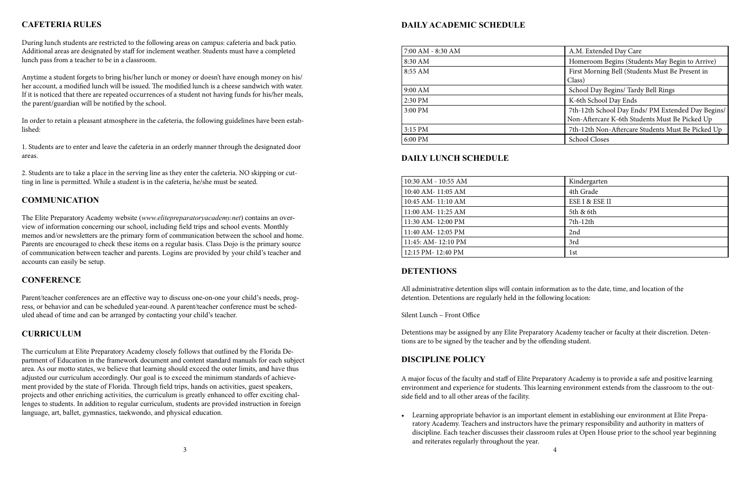## CAFETERIA RULES

During lunch students are restricted to the following areas on campus: cafeteria and back patio. Additional areas are designated by staff for inclement weather. Students must have a completed lunch pass from a teacher to be in a classroom.

Anytime a student forgets to bring his/her lunch or money or doesn't have enough money on his/her account, a modified lunch will be issued. The modified lunch is a cheese sandwich with water. If it is noticed that there are repeated occurrences of a student not having funds for his/her meals, the parent/guardian will be notified by the school.

In order to retain a pleasant atmosphere in the cafeteria, the following guidelines have been established:

1. Students are to enter and leave the cafeteria in an orderly manner through the designated door areas.

2. Students are to take a place in the serving line as they enter the cafeteria. NO skipping or cutting in line is permitted. While a student is in the cafeteria, he/she must be seated.

## COMMUNICATION

The Elite Preparatory Academy website (*www.elitepreparatoryacademy.net*) contains an overview of information concerning our school, including field trips and school events. Monthly memos and/or newsletters are the primary form of communication between the school and home. Parents are encouraged to check these items on a regular basis. Class Dojo is the primary source of communication between teacher and parents. Logins are provided by your child's teacher and accounts can easily be setup.

## CONFERENCE

Parent/teacher conferences are an effective way to discuss one-on-one your child's needs, progress, or behavior and can be scheduled year-round. A parent/teacher conference must be scheduled ahead of time and can be arranged by contacting your child's teacher.

## CURRICULUM

The curriculum at Elite Preparatory Academy closely follows that outlined by the Florida Department of Education in the framework document and content standard manuals for each subject area. As our motto states, we believe that learning should exceed the outer limits, and have thus adjusted our curriculum accordingly. Our goal is to exceed the minimum standards of achievement provided by the state of Florida. Through field trips, hands on activities, guest speakers, projects and other enriching activities, the curriculum is greatly enhanced to offer exciting challenges to students. In addition to regular curriculum, students are provided instruction in foreign language, art, ballet, gymnastics, taekwondo, and physical education.

## DAILY ACADEMIC SCHEDULE

| | |
|---|---|
| 7:00 AM - 8:30 AM | A.M. Extended Day Care |
| 8:30 AM | Homeroom Begins (Students May Begin to Arrive) |
| 8:55 AM | First Morning Bell (Students Must Be Present in Class) |
| 9:00 AM | School Day Begins/ Tardy Bell Rings |
| 2:30 PM | K-6th School Day Ends |
| 3:00 PM | 7th-12th School Day Ends/ PM Extended Day Begins/ Non-Aftercare K-6th Students Must Be Picked Up |
| 3:15 PM | 7th-12th Non-Aftercare Students Must Be Picked Up |
| 6:00 PM | School Closes |

## DAILY LUNCH SCHEDULE

| | |
|---|---|
| 10:30 AM - 10:55 AM | Kindergarten |
| 10:40 AM- 11:05 AM | 4th Grade |
| 10:45 AM- 11:10 AM | ESE I & ESE II |
| 11:00 AM- 11:25 AM | 5th & 6th |
| 11:30 AM- 12:00 PM | 7th-12th |
| 11:40 AM- 12:05 PM | 2nd |
| 11:45: AM- 12:10 PM | 3rd |
| 12:15 PM- 12:40 PM | 1st |

## DETENTIONS

All administrative detention slips will contain information as to the date, time, and location of the detention. Detentions are regularly held in the following location:

Silent Lunch – Front Office

Detentions may be assigned by any Elite Preparatory Academy teacher or faculty at their discretion. Detentions are to be signed by the teacher and by the offending student.

## DISCIPLINE POLICY

A major focus of the faculty and staff of Elite Preparatory Academy is to provide a safe and positive learning environment and experience for students. This learning environment extends from the classroom to the outside field and to all other areas of the facility.

- Learning appropriate behavior is an important element in establishing our environment at Elite Preparatory Academy. Teachers and instructors have the primary responsibility and authority in matters of discipline. Each teacher discusses their classroom rules at Open House prior to the school year beginning and reiterates regularly throughout the year.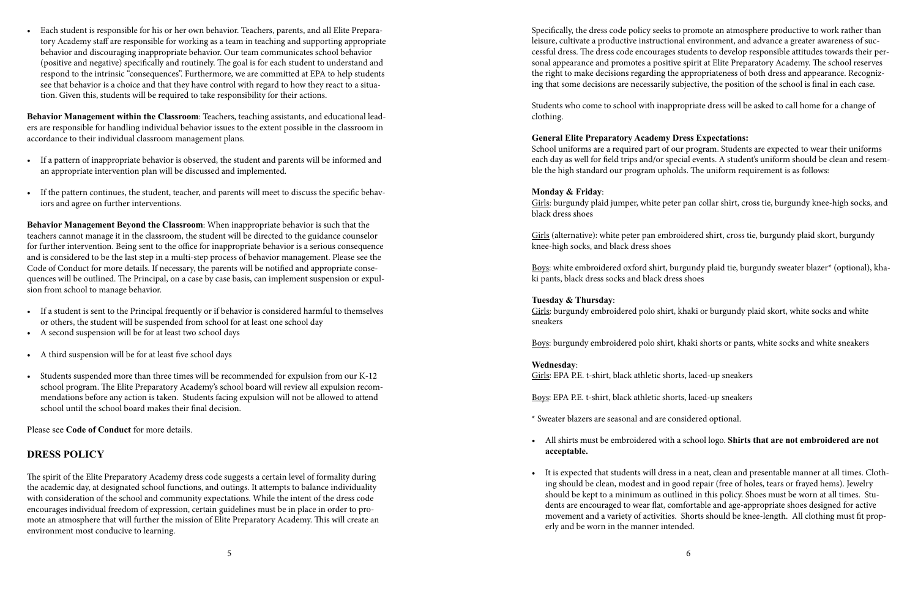- Each student is responsible for his or her own behavior. Teachers, parents, and all Elite Preparatory Academy staff are responsible for working as a team in teaching and supporting appropriate behavior and discouraging inappropriate behavior. Our team communicates school behavior (positive and negative) specifically and routinely. The goal is for each student to understand and respond to the intrinsic "consequences". Furthermore, we are committed at EPA to help students see that behavior is a choice and that they have control with regard to how they react to a situation. Given this, students will be required to take responsibility for their actions.

**Behavior Management within the Classroom**: Teachers, teaching assistants, and educational leaders are responsible for handling individual behavior issues to the extent possible in the classroom in accordance to their individual classroom management plans.

- If a pattern of inappropriate behavior is observed, the student and parents will be informed and an appropriate intervention plan will be discussed and implemented.
- If the pattern continues, the student, teacher, and parents will meet to discuss the specific behaviors and agree on further interventions.

**Behavior Management Beyond the Classroom**: When inappropriate behavior is such that the teachers cannot manage it in the classroom, the student will be directed to the guidance counselor for further intervention. Being sent to the office for inappropriate behavior is a serious consequence and is considered to be the last step in a multi-step process of behavior management. Please see the Code of Conduct for more details. If necessary, the parents will be notified and appropriate consequences will be outlined. The Principal, on a case by case basis, can implement suspension or expulsion from school to manage behavior.

- If a student is sent to the Principal frequently or if behavior is considered harmful to themselves or others, the student will be suspended from school for at least one school day
- A second suspension will be for at least two school days
- A third suspension will be for at least five school days
- Students suspended more than three times will be recommended for expulsion from our K-12 school program. The Elite Preparatory Academy's school board will review all expulsion recommendations before any action is taken. Students facing expulsion will not be allowed to attend school until the school board makes their final decision.

Please see **Code of Conduct** for more details.

## DRESS POLICY

The spirit of the Elite Preparatory Academy dress code suggests a certain level of formality during the academic day, at designated school functions, and outings. It attempts to balance individuality with consideration of the school and community expectations. While the intent of the dress code encourages individual freedom of expression, certain guidelines must be in place in order to promote an atmosphere that will further the mission of Elite Preparatory Academy. This will create an environment most conducive to learning.

Specifically, the dress code policy seeks to promote an atmosphere productive to work rather than leisure, cultivate a productive instructional environment, and advance a greater awareness of successful dress. The dress code encourages students to develop responsible attitudes towards their personal appearance and promotes a positive spirit at Elite Preparatory Academy. The school reserves the right to make decisions regarding the appropriateness of both dress and appearance. Recognizing that some decisions are necessarily subjective, the position of the school is final in each case.

Students who come to school with inappropriate dress will be asked to call home for a change of clothing.

**General Elite Preparatory Academy Dress Expectations:**
School uniforms are a required part of our program. Students are expected to wear their uniforms each day as well for field trips and/or special events. A student's uniform should be clean and resemble the high standard our program upholds. The uniform requirement is as follows:

**Monday & Friday**:
Girls: burgundy plaid jumper, white peter pan collar shirt, cross tie, burgundy knee-high socks, and black dress shoes

Girls (alternative): white peter pan embroidered shirt, cross tie, burgundy plaid skort, burgundy knee-high socks, and black dress shoes

Boys: white embroidered oxford shirt, burgundy plaid tie, burgundy sweater blazer* (optional), khaki pants, black dress socks and black dress shoes

**Tuesday & Thursday**:
Girls: burgundy embroidered polo shirt, khaki or burgundy plaid skort, white socks and white sneakers

Boys: burgundy embroidered polo shirt, khaki shorts or pants, white socks and white sneakers

**Wednesday**:
Girls: EPA P.E. t-shirt, black athletic shorts, laced-up sneakers

Boys: EPA P.E. t-shirt, black athletic shorts, laced-up sneakers

* Sweater blazers are seasonal and are considered optional.

- All shirts must be embroidered with a school logo. **Shirts that are not embroidered are not acceptable.**
- It is expected that students will dress in a neat, clean and presentable manner at all times. Clothing should be clean, modest and in good repair (free of holes, tears or frayed hems). Jewelry should be kept to a minimum as outlined in this policy. Shoes must be worn at all times. Students are encouraged to wear flat, comfortable and age-appropriate shoes designed for active movement and a variety of activities. Shorts should be knee-length. All clothing must fit properly and be worn in the manner intended.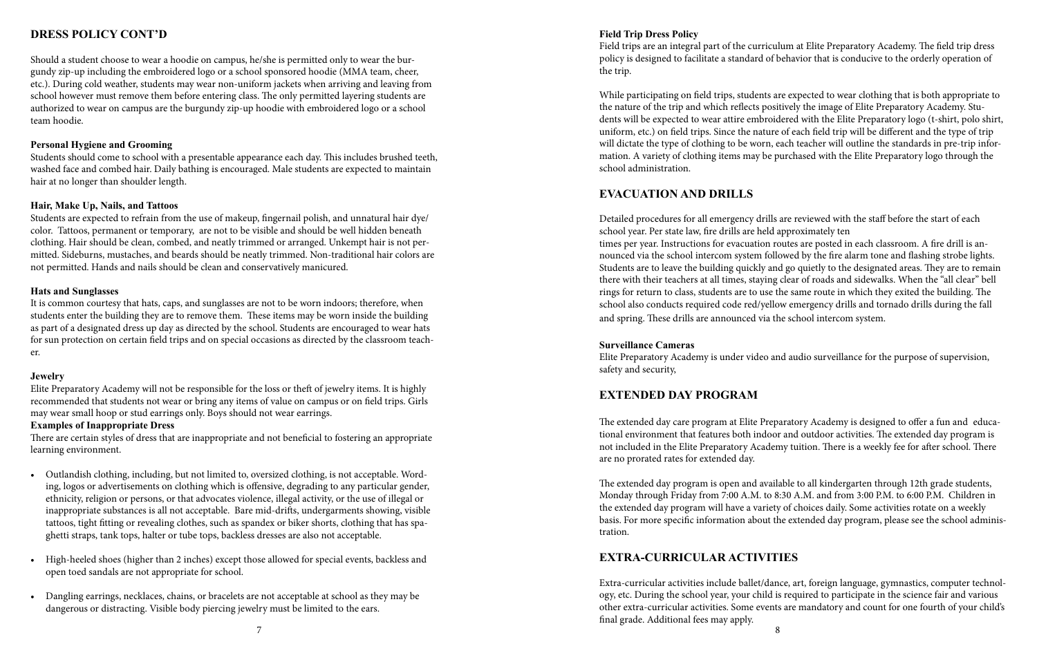## DRESS POLICY CONT'D

Should a student choose to wear a hoodie on campus, he/she is permitted only to wear the burgundy zip-up including the embroidered logo or a school sponsored hoodie (MMA team, cheer, etc.). During cold weather, students may wear non-uniform jackets when arriving and leaving from school however must remove them before entering class. The only permitted layering students are authorized to wear on campus are the burgundy zip-up hoodie with embroidered logo or a school team hoodie.

### Personal Hygiene and Grooming

Students should come to school with a presentable appearance each day. This includes brushed teeth, washed face and combed hair. Daily bathing is encouraged. Male students are expected to maintain hair at no longer than shoulder length.

### Hair, Make Up, Nails, and Tattoos

Students are expected to refrain from the use of makeup, fingernail polish, and unnatural hair dye/color. Tattoos, permanent or temporary, are not to be visible and should be well hidden beneath clothing. Hair should be clean, combed, and neatly trimmed or arranged. Unkempt hair is not permitted. Sideburns, mustaches, and beards should be neatly trimmed. Non-traditional hair colors are not permitted. Hands and nails should be clean and conservatively manicured.

### Hats and Sunglasses

It is common courtesy that hats, caps, and sunglasses are not to be worn indoors; therefore, when students enter the building they are to remove them. These items may be worn inside the building as part of a designated dress up day as directed by the school. Students are encouraged to wear hats for sun protection on certain field trips and on special occasions as directed by the classroom teacher.

### Jewelry

Elite Preparatory Academy will not be responsible for the loss or theft of jewelry items. It is highly recommended that students not wear or bring any items of value on campus or on field trips. Girls may wear small hoop or stud earrings only. Boys should not wear earrings.

### Examples of Inappropriate Dress

There are certain styles of dress that are inappropriate and not beneficial to fostering an appropriate learning environment.

- Outlandish clothing, including, but not limited to, oversized clothing, is not acceptable. Wording, logos or advertisements on clothing which is offensive, degrading to any particular gender, ethnicity, religion or persons, or that advocates violence, illegal activity, or the use of illegal or inappropriate substances is all not acceptable. Bare mid-drifts, undergarments showing, visible tattoos, tight fitting or revealing clothes, such as spandex or biker shorts, clothing that has spaghetti straps, tank tops, halter or tube tops, backless dresses are also not acceptable.

- High-heeled shoes (higher than 2 inches) except those allowed for special events, backless and open toed sandals are not appropriate for school.

- Dangling earrings, necklaces, chains, or bracelets are not acceptable at school as they may be dangerous or distracting. Visible body piercing jewelry must be limited to the ears.

### Field Trip Dress Policy

Field trips are an integral part of the curriculum at Elite Preparatory Academy. The field trip dress policy is designed to facilitate a standard of behavior that is conducive to the orderly operation of the trip.

While participating on field trips, students are expected to wear clothing that is both appropriate to the nature of the trip and which reflects positively the image of Elite Preparatory Academy. Students will be expected to wear attire embroidered with the Elite Preparatory logo (t-shirt, polo shirt, uniform, etc.) on field trips. Since the nature of each field trip will be different and the type of trip will dictate the type of clothing to be worn, each teacher will outline the standards in pre-trip information. A variety of clothing items may be purchased with the Elite Preparatory logo through the school administration.

## EVACUATION AND DRILLS

Detailed procedures for all emergency drills are reviewed with the staff before the start of each school year. Per state law, fire drills are held approximately ten times per year. Instructions for evacuation routes are posted in each classroom. A fire drill is announced via the school intercom system followed by the fire alarm tone and flashing strobe lights. Students are to leave the building quickly and go quietly to the designated areas. They are to remain there with their teachers at all times, staying clear of roads and sidewalks. When the "all clear" bell rings for return to class, students are to use the same route in which they exited the building. The school also conducts required code red/yellow emergency drills and tornado drills during the fall and spring. These drills are announced via the school intercom system.

### Surveillance Cameras

Elite Preparatory Academy is under video and audio surveillance for the purpose of supervision, safety and security,

## EXTENDED DAY PROGRAM

The extended day care program at Elite Preparatory Academy is designed to offer a fun and educational environment that features both indoor and outdoor activities. The extended day program is not included in the Elite Preparatory Academy tuition. There is a weekly fee for after school. There are no prorated rates for extended day.

The extended day program is open and available to all kindergarten through 12th grade students, Monday through Friday from 7:00 A.M. to 8:30 A.M. and from 3:00 P.M. to 6:00 P.M. Children in the extended day program will have a variety of choices daily. Some activities rotate on a weekly basis. For more specific information about the extended day program, please see the school administration.

## EXTRA-CURRICULAR ACTIVITIES

Extra-curricular activities include ballet/dance, art, foreign language, gymnastics, computer technology, etc. During the school year, your child is required to participate in the science fair and various other extra-curricular activities. Some events are mandatory and count for one fourth of your child's final grade. Additional fees may apply.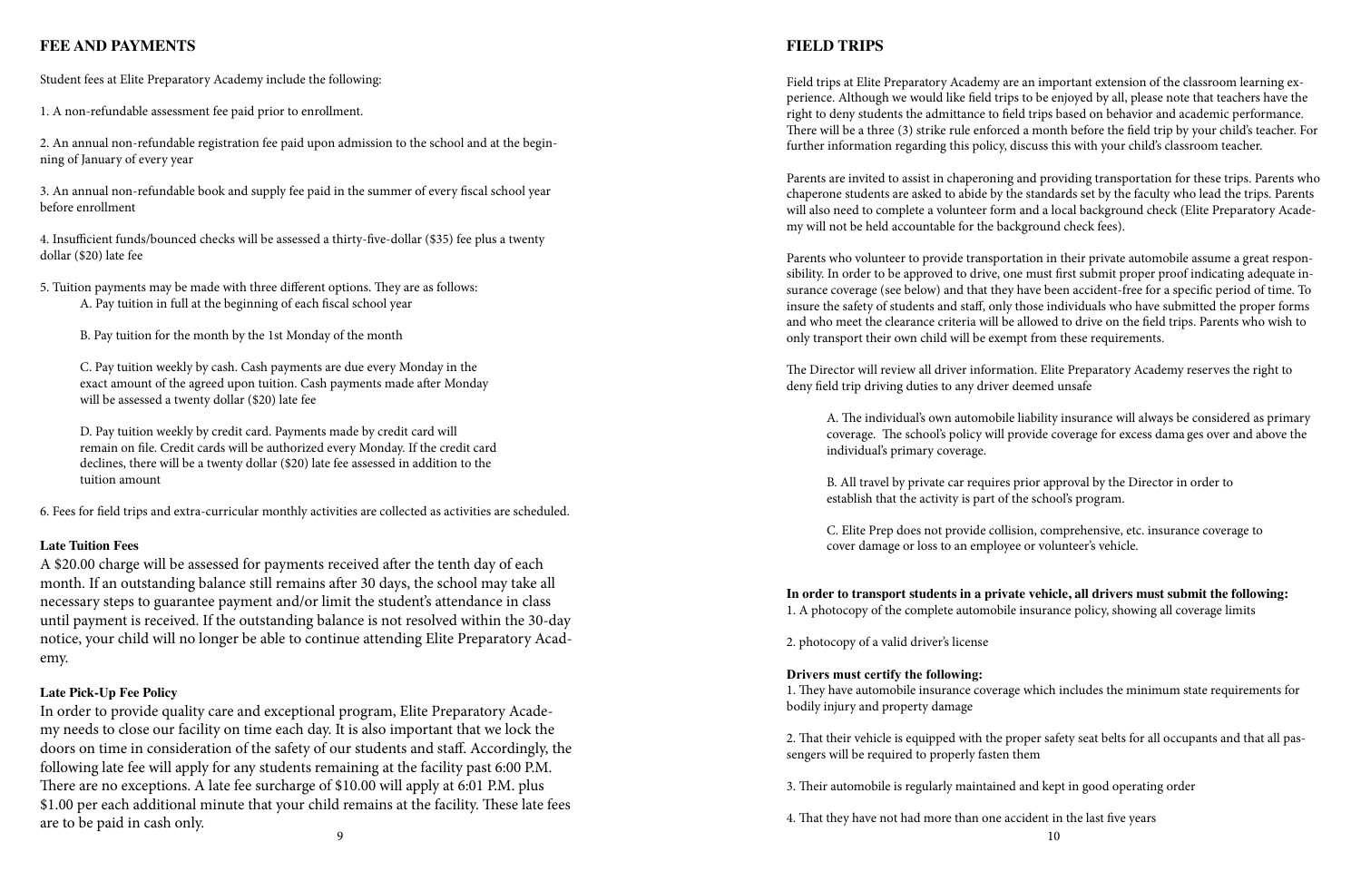## FEE AND PAYMENTS

Student fees at Elite Preparatory Academy include the following:

1. A non-refundable assessment fee paid prior to enrollment.

2. An annual non-refundable registration fee paid upon admission to the school and at the beginning of January of every year

3. An annual non-refundable book and supply fee paid in the summer of every fiscal school year before enrollment

4. Insufficient funds/bounced checks will be assessed a thirty-five-dollar ($35) fee plus a twenty dollar ($20) late fee

5. Tuition payments may be made with three different options. They are as follows:

   A. Pay tuition in full at the beginning of each fiscal school year

   B. Pay tuition for the month by the 1st Monday of the month

   C. Pay tuition weekly by cash. Cash payments are due every Monday in the exact amount of the agreed upon tuition. Cash payments made after Monday will be assessed a twenty dollar ($20) late fee

   D. Pay tuition weekly by credit card. Payments made by credit card will remain on file. Credit cards will be authorized every Monday. If the credit card declines, there will be a twenty dollar ($20) late fee assessed in addition to the tuition amount

6. Fees for field trips and extra-curricular monthly activities are collected as activities are scheduled.

### Late Tuition Fees

A $20.00 charge will be assessed for payments received after the tenth day of each month. If an outstanding balance still remains after 30 days, the school may take all necessary steps to guarantee payment and/or limit the student's attendance in class until payment is received. If the outstanding balance is not resolved within the 30-day notice, your child will no longer be able to continue attending Elite Preparatory Academy.

### Late Pick-Up Fee Policy

In order to provide quality care and exceptional program, Elite Preparatory Academy needs to close our facility on time each day. It is also important that we lock the doors on time in consideration of the safety of our students and staff. Accordingly, the following late fee will apply for any students remaining at the facility past 6:00 P.M. There are no exceptions. A late fee surcharge of $10.00 will apply at 6:01 P.M. plus $1.00 per each additional minute that your child remains at the facility. These late fees are to be paid in cash only.

## FIELD TRIPS

Field trips at Elite Preparatory Academy are an important extension of the classroom learning experience. Although we would like field trips to be enjoyed by all, please note that teachers have the right to deny students the admittance to field trips based on behavior and academic performance. There will be a three (3) strike rule enforced a month before the field trip by your child's teacher. For further information regarding this policy, discuss this with your child's classroom teacher.

Parents are invited to assist in chaperoning and providing transportation for these trips. Parents who chaperone students are asked to abide by the standards set by the faculty who lead the trips. Parents will also need to complete a volunteer form and a local background check (Elite Preparatory Academy will not be held accountable for the background check fees).

Parents who volunteer to provide transportation in their private automobile assume a great responsibility. In order to be approved to drive, one must first submit proper proof indicating adequate insurance coverage (see below) and that they have been accident-free for a specific period of time. To insure the safety of students and staff, only those individuals who have submitted the proper forms and who meet the clearance criteria will be allowed to drive on the field trips. Parents who wish to only transport their own child will be exempt from these requirements.

The Director will review all driver information. Elite Preparatory Academy reserves the right to deny field trip driving duties to any driver deemed unsafe

A. The individual's own automobile liability insurance will always be considered as primary coverage. The school's policy will provide coverage for excess damages over and above the individual's primary coverage.

B. All travel by private car requires prior approval by the Director in order to establish that the activity is part of the school's program.

C. Elite Prep does not provide collision, comprehensive, etc. insurance coverage to cover damage or loss to an employee or volunteer's vehicle.

**In order to transport students in a private vehicle, all drivers must submit the following:**

1. A photocopy of the complete automobile insurance policy, showing all coverage limits

2. photocopy of a valid driver's license

**Drivers must certify the following:**

1. They have automobile insurance coverage which includes the minimum state requirements for bodily injury and property damage

2. That their vehicle is equipped with the proper safety seat belts for all occupants and that all passengers will be required to properly fasten them

3. Their automobile is regularly maintained and kept in good operating order

4. That they have not had more than one accident in the last five years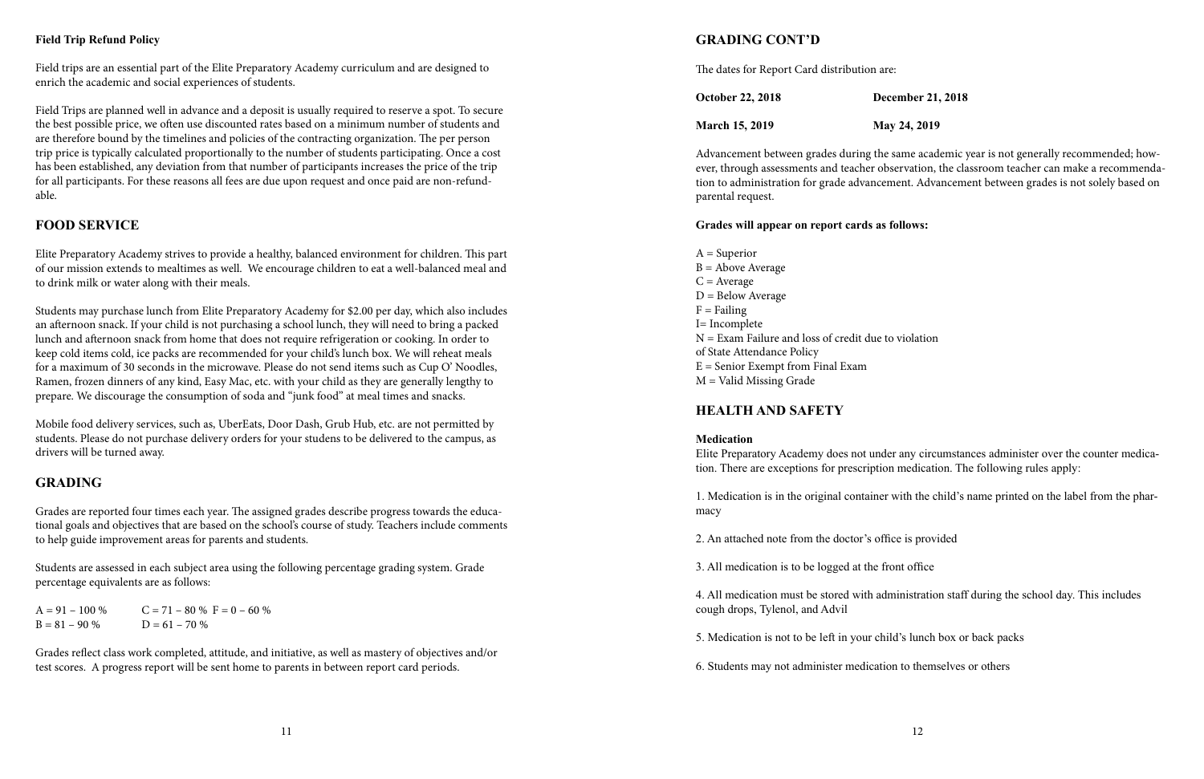**Field Trip Refund Policy**

Field trips are an essential part of the Elite Preparatory Academy curriculum and are designed to enrich the academic and social experiences of students.

Field Trips are planned well in advance and a deposit is usually required to reserve a spot. To secure the best possible price, we often use discounted rates based on a minimum number of students and are therefore bound by the timelines and policies of the contracting organization. The per person trip price is typically calculated proportionally to the number of students participating. Once a cost has been established, any deviation from that number of participants increases the price of the trip for all participants. For these reasons all fees are due upon request and once paid are non-refundable.

## FOOD SERVICE

Elite Preparatory Academy strives to provide a healthy, balanced environment for children. This part of our mission extends to mealtimes as well. We encourage children to eat a well-balanced meal and to drink milk or water along with their meals.

Students may purchase lunch from Elite Preparatory Academy for $2.00 per day, which also includes an afternoon snack. If your child is not purchasing a school lunch, they will need to bring a packed lunch and afternoon snack from home that does not require refrigeration or cooking. In order to keep cold items cold, ice packs are recommended for your child's lunch box. We will reheat meals for a maximum of 30 seconds in the microwave. Please do not send items such as Cup O' Noodles, Ramen, frozen dinners of any kind, Easy Mac, etc. with your child as they are generally lengthy to prepare. We discourage the consumption of soda and "junk food" at meal times and snacks.

Mobile food delivery services, such as, UberEats, Door Dash, Grub Hub, etc. are not permitted by students. Please do not purchase delivery orders for your studens to be delivered to the campus, as drivers will be turned away.

## GRADING

Grades are reported four times each year. The assigned grades describe progress towards the educational goals and objectives that are based on the school's course of study. Teachers include comments to help guide improvement areas for parents and students.

Students are assessed in each subject area using the following percentage grading system. Grade percentage equivalents are as follows:

A = 91 – 100 %    C = 71 – 80 %    F = 0 – 60 %
B = 81 – 90 %    D = 61 – 70 %

Grades reflect class work completed, attitude, and initiative, as well as mastery of objectives and/or test scores. A progress report will be sent home to parents in between report card periods.

## GRADING CONT'D

The dates for Report Card distribution are:

| | |
|---|---|
| **October 22, 2018** | **December 21, 2018** |
| **March 15, 2019** | **May 24, 2019** |

Advancement between grades during the same academic year is not generally recommended; however, through assessments and teacher observation, the classroom teacher can make a recommendation to administration for grade advancement. Advancement between grades is not solely based on parental request.

**Grades will appear on report cards as follows:**

A = Superior
B = Above Average
C = Average
D = Below Average
F = Failing
I= Incomplete
N = Exam Failure and loss of credit due to violation of State Attendance Policy
E = Senior Exempt from Final Exam
M = Valid Missing Grade

## HEALTH AND SAFETY

**Medication**

Elite Preparatory Academy does not under any circumstances administer over the counter medication. There are exceptions for prescription medication. The following rules apply:

1. Medication is in the original container with the child's name printed on the label from the pharmacy

2. An attached note from the doctor's office is provided

3. All medication is to be logged at the front office

4. All medication must be stored with administration staff during the school day. This includes cough drops, Tylenol, and Advil

5. Medication is not to be left in your child's lunch box or back packs

6. Students may not administer medication to themselves or others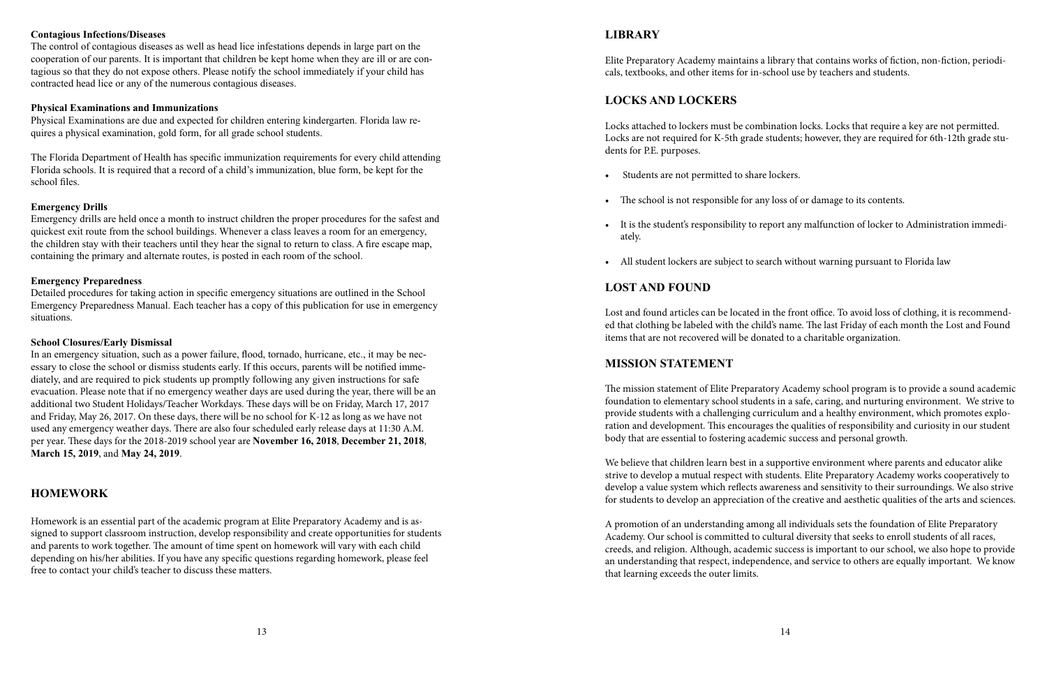**Contagious Infections/Diseases**

The control of contagious diseases as well as head lice infestations depends in large part on the cooperation of our parents. It is important that children be kept home when they are ill or are contagious so that they do not expose others. Please notify the school immediately if your child has contracted head lice or any of the numerous contagious diseases.

**Physical Examinations and Immunizations**

Physical Examinations are due and expected for children entering kindergarten. Florida law requires a physical examination, gold form, for all grade school students.

The Florida Department of Health has specific immunization requirements for every child attending Florida schools. It is required that a record of a child's immunization, blue form, be kept for the school files.

**Emergency Drills**

Emergency drills are held once a month to instruct children the proper procedures for the safest and quickest exit route from the school buildings. Whenever a class leaves a room for an emergency, the children stay with their teachers until they hear the signal to return to class. A fire escape map, containing the primary and alternate routes, is posted in each room of the school.

**Emergency Preparedness**

Detailed procedures for taking action in specific emergency situations are outlined in the School Emergency Preparedness Manual. Each teacher has a copy of this publication for use in emergency situations.

**School Closures/Early Dismissal**

In an emergency situation, such as a power failure, flood, tornado, hurricane, etc., it may be necessary to close the school or dismiss students early. If this occurs, parents will be notified immediately, and are required to pick students up promptly following any given instructions for safe evacuation. Please note that if no emergency weather days are used during the year, there will be an additional two Student Holidays/Teacher Workdays. These days will be on Friday, March 17, 2017 and Friday, May 26, 2017. On these days, there will be no school for K-12 as long as we have not used any emergency weather days. There are also four scheduled early release days at 11:30 A.M. per year. These days for the 2018-2019 school year are **November 16, 2018**, **December 21, 2018**, **March 15, 2019**, and **May 24, 2019**.

## HOMEWORK

Homework is an essential part of the academic program at Elite Preparatory Academy and is assigned to support classroom instruction, develop responsibility and create opportunities for students and parents to work together. The amount of time spent on homework will vary with each child depending on his/her abilities. If you have any specific questions regarding homework, please feel free to contact your child's teacher to discuss these matters.

## LIBRARY

Elite Preparatory Academy maintains a library that contains works of fiction, non-fiction, periodicals, textbooks, and other items for in-school use by teachers and students.

## LOCKS AND LOCKERS

Locks attached to lockers must be combination locks. Locks that require a key are not permitted. Locks are not required for K-5th grade students; however, they are required for 6th-12th grade students for P.E. purposes.

- Students are not permitted to share lockers.
- The school is not responsible for any loss of or damage to its contents.
- It is the student's responsibility to report any malfunction of locker to Administration immediately.
- All student lockers are subject to search without warning pursuant to Florida law

## LOST AND FOUND

Lost and found articles can be located in the front office. To avoid loss of clothing, it is recommended that clothing be labeled with the child's name. The last Friday of each month the Lost and Found items that are not recovered will be donated to a charitable organization.

## MISSION STATEMENT

The mission statement of Elite Preparatory Academy school program is to provide a sound academic foundation to elementary school students in a safe, caring, and nurturing environment. We strive to provide students with a challenging curriculum and a healthy environment, which promotes exploration and development. This encourages the qualities of responsibility and curiosity in our student body that are essential to fostering academic success and personal growth.

We believe that children learn best in a supportive environment where parents and educator alike strive to develop a mutual respect with students. Elite Preparatory Academy works cooperatively to develop a value system which reflects awareness and sensitivity to their surroundings. We also strive for students to develop an appreciation of the creative and aesthetic qualities of the arts and sciences.

A promotion of an understanding among all individuals sets the foundation of Elite Preparatory Academy. Our school is committed to cultural diversity that seeks to enroll students of all races, creeds, and religion. Although, academic success is important to our school, we also hope to provide an understanding that respect, independence, and service to others are equally important. We know that learning exceeds the outer limits.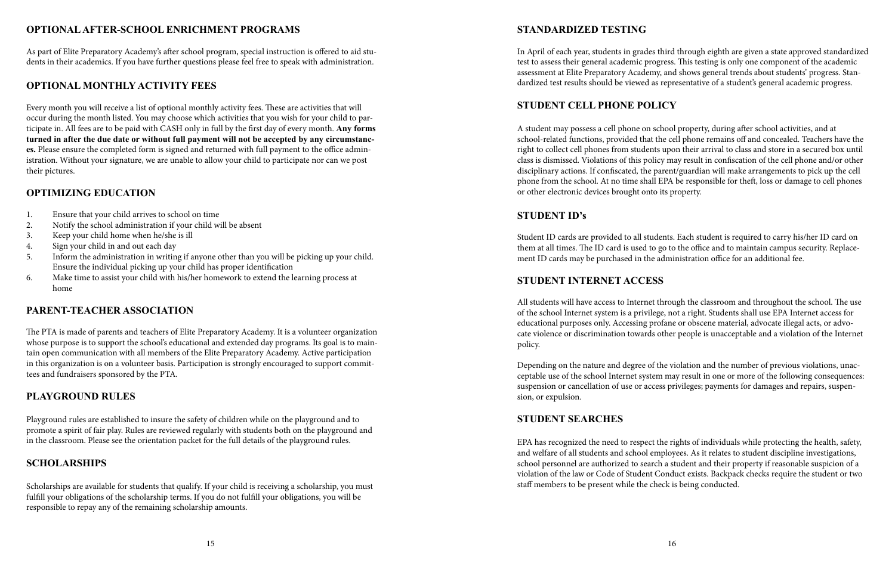## OPTIONAL AFTER-SCHOOL ENRICHMENT PROGRAMS

As part of Elite Preparatory Academy's after school program, special instruction is offered to aid students in their academics. If you have further questions please feel free to speak with administration.

## OPTIONAL MONTHLY ACTIVITY FEES

Every month you will receive a list of optional monthly activity fees. These are activities that will occur during the month listed. You may choose which activities that you wish for your child to participate in. All fees are to be paid with CASH only in full by the first day of every month. **Any forms turned in after the due date or without full payment will not be accepted by any circumstances.** Please ensure the completed form is signed and returned with full payment to the office administration. Without your signature, we are unable to allow your child to participate nor can we post their pictures.

## OPTIMIZING EDUCATION

1. Ensure that your child arrives to school on time
2. Notify the school administration if your child will be absent
3. Keep your child home when he/she is ill
4. Sign your child in and out each day
5. Inform the administration in writing if anyone other than you will be picking up your child. Ensure the individual picking up your child has proper identification
6. Make time to assist your child with his/her homework to extend the learning process at home

## PARENT-TEACHER ASSOCIATION

The PTA is made of parents and teachers of Elite Preparatory Academy. It is a volunteer organization whose purpose is to support the school's educational and extended day programs. Its goal is to maintain open communication with all members of the Elite Preparatory Academy. Active participation in this organization is on a volunteer basis. Participation is strongly encouraged to support committees and fundraisers sponsored by the PTA.

## PLAYGROUND RULES

Playground rules are established to insure the safety of children while on the playground and to promote a spirit of fair play. Rules are reviewed regularly with students both on the playground and in the classroom. Please see the orientation packet for the full details of the playground rules.

## SCHOLARSHIPS

Scholarships are available for students that qualify. If your child is receiving a scholarship, you must fulfill your obligations of the scholarship terms. If you do not fulfill your obligations, you will be responsible to repay any of the remaining scholarship amounts.

## STANDARDIZED TESTING

In April of each year, students in grades third through eighth are given a state approved standardized test to assess their general academic progress. This testing is only one component of the academic assessment at Elite Preparatory Academy, and shows general trends about students' progress. Standardized test results should be viewed as representative of a student's general academic progress.

## STUDENT CELL PHONE POLICY

A student may possess a cell phone on school property, during after school activities, and at school-related functions, provided that the cell phone remains off and concealed. Teachers have the right to collect cell phones from students upon their arrival to class and store in a secured box until class is dismissed. Violations of this policy may result in confiscation of the cell phone and/or other disciplinary actions. If confiscated, the parent/guardian will make arrangements to pick up the cell phone from the school. At no time shall EPA be responsible for theft, loss or damage to cell phones or other electronic devices brought onto its property.

## STUDENT ID's

Student ID cards are provided to all students. Each student is required to carry his/her ID card on them at all times. The ID card is used to go to the office and to maintain campus security. Replacement ID cards may be purchased in the administration office for an additional fee.

## STUDENT INTERNET ACCESS

All students will have access to Internet through the classroom and throughout the school. The use of the school Internet system is a privilege, not a right. Students shall use EPA Internet access for educational purposes only. Accessing profane or obscene material, advocate illegal acts, or advocate violence or discrimination towards other people is unacceptable and a violation of the Internet policy.

Depending on the nature and degree of the violation and the number of previous violations, unacceptable use of the school Internet system may result in one or more of the following consequences: suspension or cancellation of use or access privileges; payments for damages and repairs, suspension, or expulsion.

## STUDENT SEARCHES

EPA has recognized the need to respect the rights of individuals while protecting the health, safety, and welfare of all students and school employees. As it relates to student discipline investigations, school personnel are authorized to search a student and their property if reasonable suspicion of a violation of the law or Code of Student Conduct exists. Backpack checks require the student or two staff members to be present while the check is being conducted.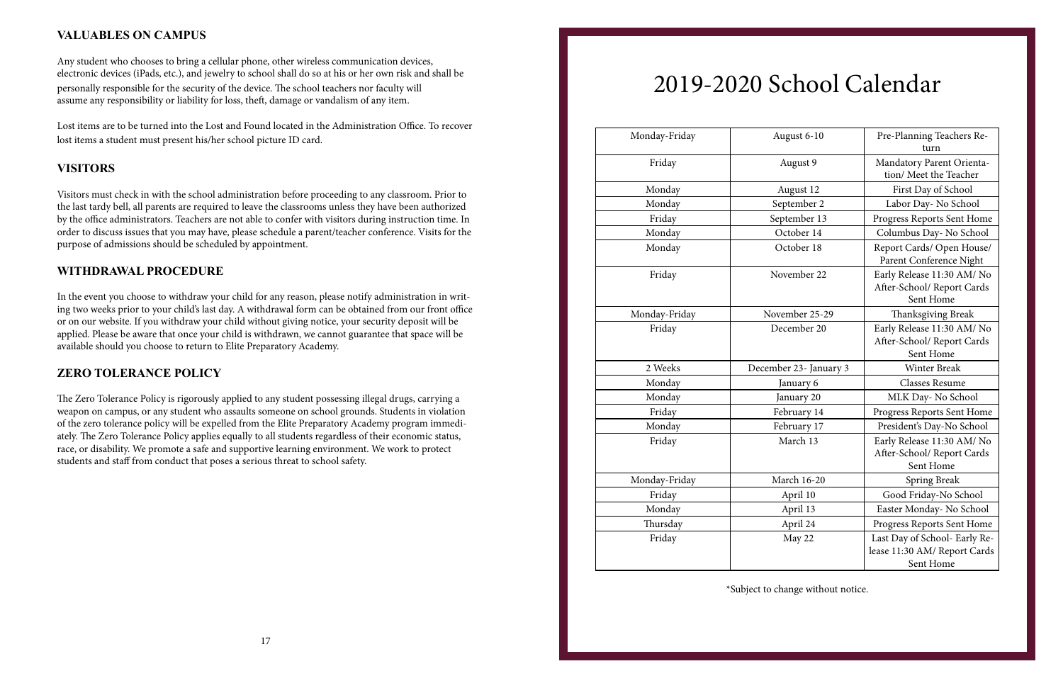### VALUABLES ON CAMPUS

Any student who chooses to bring a cellular phone, other wireless communication devices, electronic devices (iPads, etc.), and jewelry to school shall do so at his or her own risk and shall be personally responsible for the security of the device. The school teachers nor faculty will assume any responsibility or liability for loss, theft, damage or vandalism of any item.

Lost items are to be turned into the Lost and Found located in the Administration Office. To recover lost items a student must present his/her school picture ID card.

### VISITORS

Visitors must check in with the school administration before proceeding to any classroom. Prior to the last tardy bell, all parents are required to leave the classrooms unless they have been authorized by the office administrators. Teachers are not able to confer with visitors during instruction time. In order to discuss issues that you may have, please schedule a parent/teacher conference. Visits for the purpose of admissions should be scheduled by appointment.

### WITHDRAWAL PROCEDURE

In the event you choose to withdraw your child for any reason, please notify administration in writing two weeks prior to your child's last day. A withdrawal form can be obtained from our front office or on our website. If you withdraw your child without giving notice, your security deposit will be applied. Please be aware that once your child is withdrawn, we cannot guarantee that space will be available should you choose to return to Elite Preparatory Academy.

### ZERO TOLERANCE POLICY

The Zero Tolerance Policy is rigorously applied to any student possessing illegal drugs, carrying a weapon on campus, or any student who assaults someone on school grounds. Students in violation of the zero tolerance policy will be expelled from the Elite Preparatory Academy program immediately. The Zero Tolerance Policy applies equally to all students regardless of their economic status, race, or disability. We promote a safe and supportive learning environment. We work to protect students and staff from conduct that poses a serious threat to school safety.

# 2019-2020 School Calendar

| | | |
|---|---|---|
| Monday-Friday | August 6-10 | Pre-Planning Teachers Return |
| Friday | August 9 | Mandatory Parent Orientation/ Meet the Teacher |
| Monday | August 12 | First Day of School |
| Monday | September 2 | Labor Day- No School |
| Friday | September 13 | Progress Reports Sent Home |
| Monday | October 14 | Columbus Day- No School |
| Monday | October 18 | Report Cards/ Open House/ Parent Conference Night |
| Friday | November 22 | Early Release 11:30 AM/ No After-School/ Report Cards Sent Home |
| Monday-Friday | November 25-29 | Thanksgiving Break |
| Friday | December 20 | Early Release 11:30 AM/ No After-School/ Report Cards Sent Home |
| 2 Weeks | December 23- January 3 | Winter Break |
| Monday | January 6 | Classes Resume |
| Monday | January 20 | MLK Day- No School |
| Friday | February 14 | Progress Reports Sent Home |
| Monday | February 17 | President's Day-No School |
| Friday | March 13 | Early Release 11:30 AM/ No After-School/ Report Cards Sent Home |
| Monday-Friday | March 16-20 | Spring Break |
| Friday | April 10 | Good Friday-No School |
| Monday | April 13 | Easter Monday- No School |
| Thursday | April 24 | Progress Reports Sent Home |
| Friday | May 22 | Last Day of School- Early Release 11:30 AM/ Report Cards Sent Home |

*Subject to change without notice.